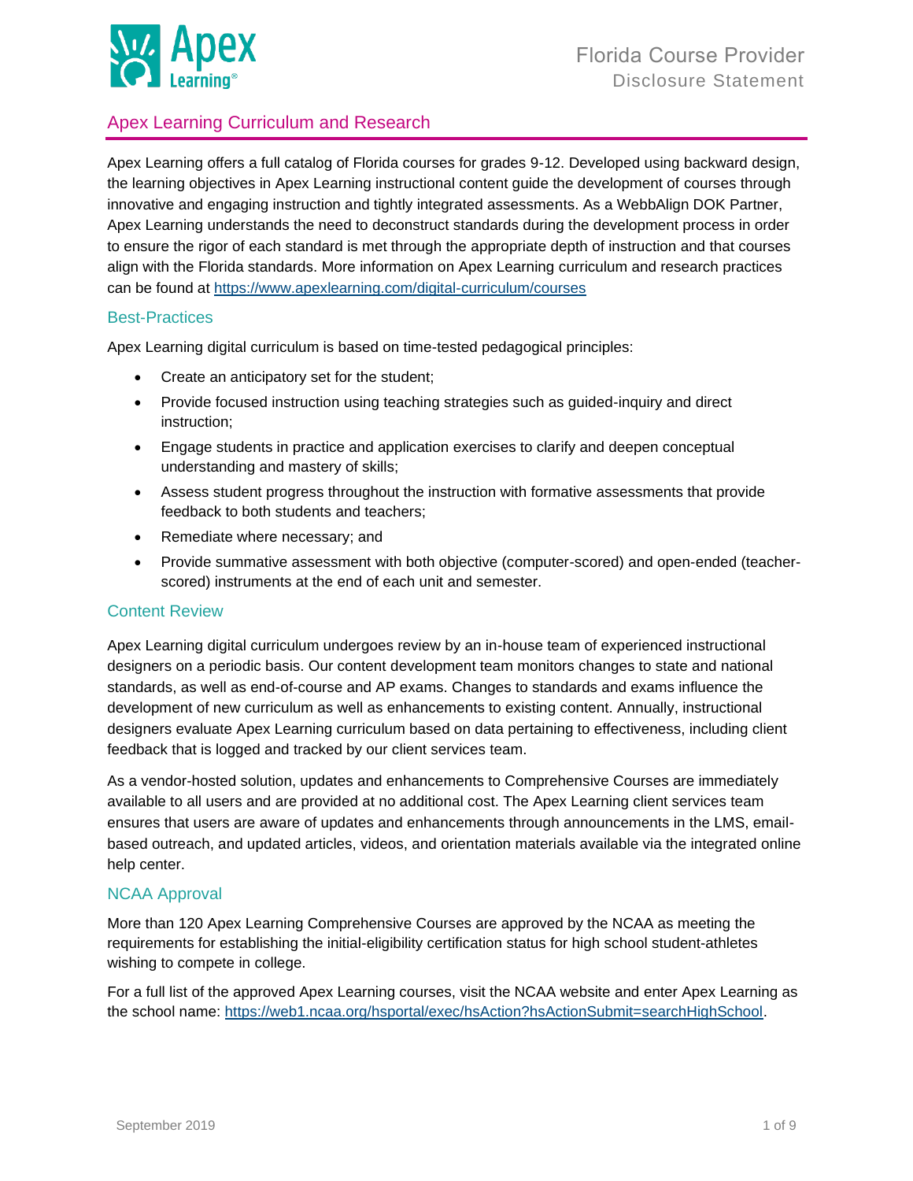# Apex Learning

Florida Course Provider
Disclosure Statement

## Apex Learning Curriculum and Research

Apex Learning offers a full catalog of Florida courses for grades 9-12. Developed using backward design, the learning objectives in Apex Learning instructional content guide the development of courses through innovative and engaging instruction and tightly integrated assessments. As a WebbAlign DOK Partner, Apex Learning understands the need to deconstruct standards during the development process in order to ensure the rigor of each standard is met through the appropriate depth of instruction and that courses align with the Florida standards. More information on Apex Learning curriculum and research practices can be found at https://www.apexlearning.com/digital-curriculum/courses

### Best-Practices

Apex Learning digital curriculum is based on time-tested pedagogical principles:

- Create an anticipatory set for the student;
- Provide focused instruction using teaching strategies such as guided-inquiry and direct instruction;
- Engage students in practice and application exercises to clarify and deepen conceptual understanding and mastery of skills;
- Assess student progress throughout the instruction with formative assessments that provide feedback to both students and teachers;
- Remediate where necessary; and
- Provide summative assessment with both objective (computer-scored) and open-ended (teacher-scored) instruments at the end of each unit and semester.

### Content Review

Apex Learning digital curriculum undergoes review by an in-house team of experienced instructional designers on a periodic basis. Our content development team monitors changes to state and national standards, as well as end-of-course and AP exams. Changes to standards and exams influence the development of new curriculum as well as enhancements to existing content. Annually, instructional designers evaluate Apex Learning curriculum based on data pertaining to effectiveness, including client feedback that is logged and tracked by our client services team.

As a vendor-hosted solution, updates and enhancements to Comprehensive Courses are immediately available to all users and are provided at no additional cost. The Apex Learning client services team ensures that users are aware of updates and enhancements through announcements in the LMS, email-based outreach, and updated articles, videos, and orientation materials available via the integrated online help center.

### NCAA Approval

More than 120 Apex Learning Comprehensive Courses are approved by the NCAA as meeting the requirements for establishing the initial-eligibility certification status for high school student-athletes wishing to compete in college.

For a full list of the approved Apex Learning courses, visit the NCAA website and enter Apex Learning as the school name: https://web1.ncaa.org/hsportal/exec/hsAction?hsActionSubmit=searchHighSchool.

September 2019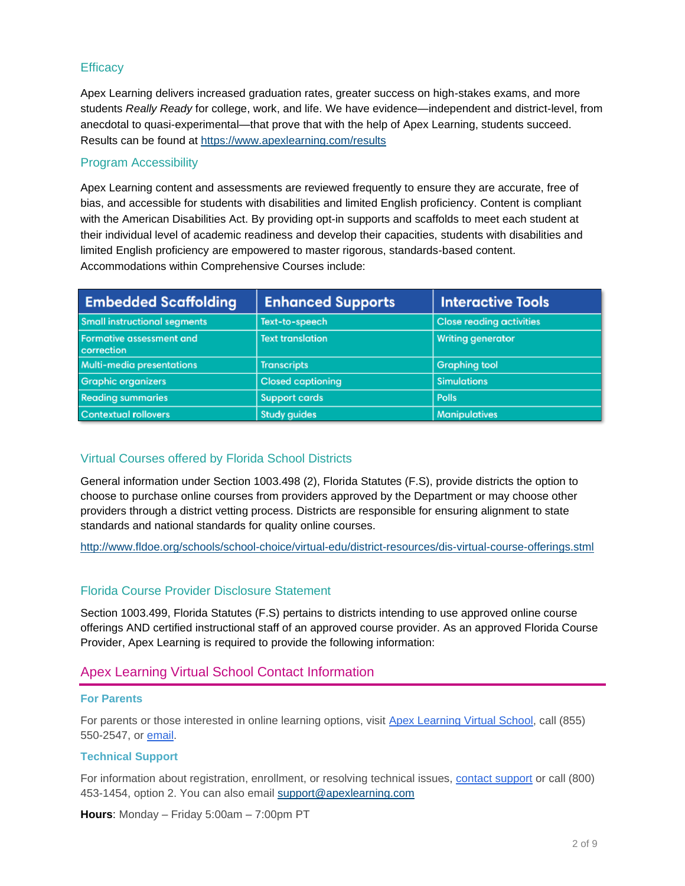## Efficacy

Apex Learning delivers increased graduation rates, greater success on high-stakes exams, and more students *Really Ready* for college, work, and life. We have evidence—independent and district-level, from anecdotal to quasi-experimental—that prove that with the help of Apex Learning, students succeed. Results can be found at [https://www.apexlearning.com/results](https://www.apexlearning.com/results)

## Program Accessibility

Apex Learning content and assessments are reviewed frequently to ensure they are accurate, free of bias, and accessible for students with disabilities and limited English proficiency. Content is compliant with the American Disabilities Act. By providing opt-in supports and scaffolds to meet each student at their individual level of academic readiness and develop their capacities, students with disabilities and limited English proficiency are empowered to master rigorous, standards-based content. Accommodations within Comprehensive Courses include:

| Embedded Scaffolding | Enhanced Supports | Interactive Tools |
| --- | --- | --- |
| Small instructional segments | Text-to-speech | Close reading activities |
| Formative assessment and correction | Text translation | Writing generator |
| Multi-media presentations | Transcripts | Graphing tool |
| Graphic organizers | Closed captioning | Simulations |
| Reading summaries | Support cards | Polls |
| Contextual rollovers | Study guides | Manipulatives |

## Virtual Courses offered by Florida School Districts

General information under Section 1003.498 (2), Florida Statutes (F.S), provide districts the option to choose to purchase online courses from providers approved by the Department or may choose other providers through a district vetting process. Districts are responsible for ensuring alignment to state standards and national standards for quality online courses.

[http://www.fldoe.org/schools/school-choice/virtual-edu/district-resources/dis-virtual-course-offerings.stml](http://www.fldoe.org/schools/school-choice/virtual-edu/district-resources/dis-virtual-course-offerings.stml)

## Florida Course Provider Disclosure Statement

Section 1003.499, Florida Statutes (F.S) pertains to districts intending to use approved online course offerings AND certified instructional staff of an approved course provider. As an approved Florida Course Provider, Apex Learning is required to provide the following information:

## Apex Learning Virtual School Contact Information

### For Parents

For parents or those interested in online learning options, visit Apex Learning Virtual School, call (855) 550-2547, or email.

### Technical Support

For information about registration, enrollment, or resolving technical issues, contact support or call (800) 453-1454, option 2. You can also email support@apexlearning.com

**Hours**: Monday – Friday 5:00am – 7:00pm PT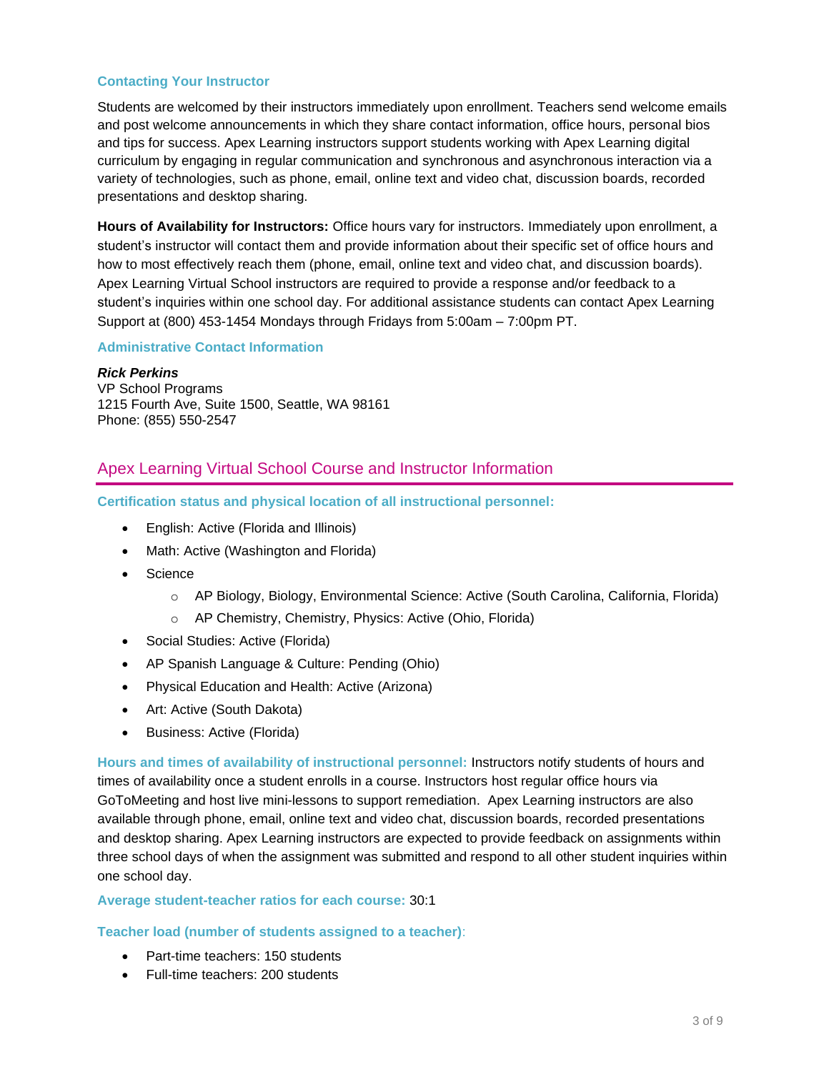### Contacting Your Instructor

Students are welcomed by their instructors immediately upon enrollment. Teachers send welcome emails and post welcome announcements in which they share contact information, office hours, personal bios and tips for success. Apex Learning instructors support students working with Apex Learning digital curriculum by engaging in regular communication and synchronous and asynchronous interaction via a variety of technologies, such as phone, email, online text and video chat, discussion boards, recorded presentations and desktop sharing.

**Hours of Availability for Instructors:** Office hours vary for instructors. Immediately upon enrollment, a student's instructor will contact them and provide information about their specific set of office hours and how to most effectively reach them (phone, email, online text and video chat, and discussion boards). Apex Learning Virtual School instructors are required to provide a response and/or feedback to a student's inquiries within one school day. For additional assistance students can contact Apex Learning Support at (800) 453-1454 Mondays through Fridays from 5:00am – 7:00pm PT.

### Administrative Contact Information

***Rick Perkins***
VP School Programs
1215 Fourth Ave, Suite 1500, Seattle, WA 98161
Phone: (855) 550-2547

## Apex Learning Virtual School Course and Instructor Information

### Certification status and physical location of all instructional personnel:

- English: Active (Florida and Illinois)
- Math: Active (Washington and Florida)
- Science
  - AP Biology, Biology, Environmental Science: Active (South Carolina, California, Florida)
  - AP Chemistry, Chemistry, Physics: Active (Ohio, Florida)
- Social Studies: Active (Florida)
- AP Spanish Language & Culture: Pending (Ohio)
- Physical Education and Health: Active (Arizona)
- Art: Active (South Dakota)
- Business: Active (Florida)

**Hours and times of availability of instructional personnel:** Instructors notify students of hours and times of availability once a student enrolls in a course. Instructors host regular office hours via GoToMeeting and host live mini-lessons to support remediation. Apex Learning instructors are also available through phone, email, online text and video chat, discussion boards, recorded presentations and desktop sharing. Apex Learning instructors are expected to provide feedback on assignments within three school days of when the assignment was submitted and respond to all other student inquiries within one school day.

**Average student-teacher ratios for each course:** 30:1

**Teacher load (number of students assigned to a teacher):**

- Part-time teachers: 150 students
- Full-time teachers: 200 students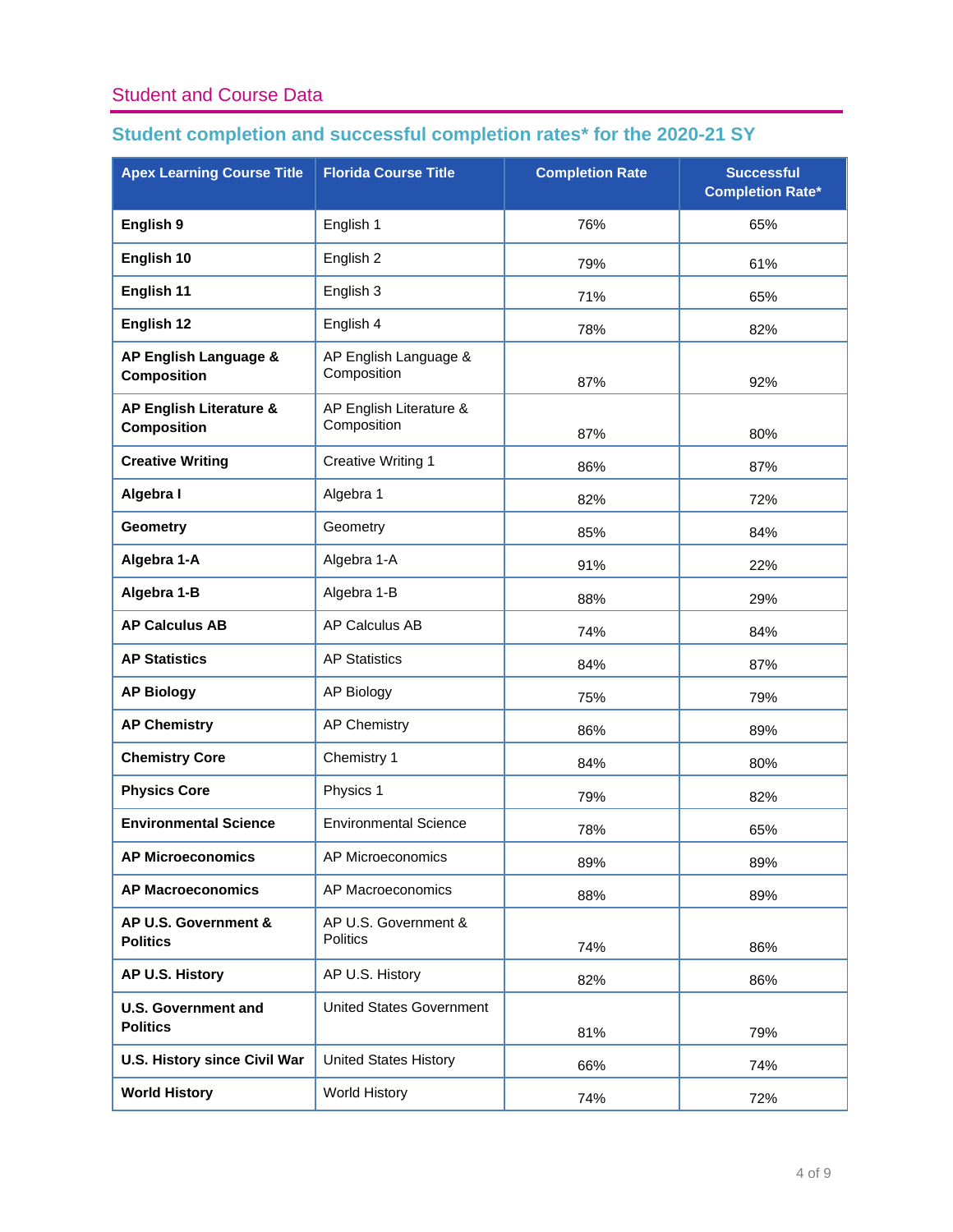## Student and Course Data

### Student completion and successful completion rates* for the 2020-21 SY

| Apex Learning Course Title | Florida Course Title | Completion Rate | Successful Completion Rate* |
|---|---|---|---|
| **English 9** | English 1 | 76% | 65% |
| **English 10** | English 2 | 79% | 61% |
| **English 11** | English 3 | 71% | 65% |
| **English 12** | English 4 | 78% | 82% |
| **AP English Language & Composition** | AP English Language & Composition | 87% | 92% |
| **AP English Literature & Composition** | AP English Literature & Composition | 87% | 80% |
| **Creative Writing** | Creative Writing 1 | 86% | 87% |
| **Algebra I** | Algebra 1 | 82% | 72% |
| **Geometry** | Geometry | 85% | 84% |
| **Algebra 1-A** | Algebra 1-A | 91% | 22% |
| **Algebra 1-B** | Algebra 1-B | 88% | 29% |
| **AP Calculus AB** | AP Calculus AB | 74% | 84% |
| **AP Statistics** | AP Statistics | 84% | 87% |
| **AP Biology** | AP Biology | 75% | 79% |
| **AP Chemistry** | AP Chemistry | 86% | 89% |
| **Chemistry Core** | Chemistry 1 | 84% | 80% |
| **Physics Core** | Physics 1 | 79% | 82% |
| **Environmental Science** | Environmental Science | 78% | 65% |
| **AP Microeconomics** | AP Microeconomics | 89% | 89% |
| **AP Macroeconomics** | AP Macroeconomics | 88% | 89% |
| **AP U.S. Government & Politics** | AP U.S. Government & Politics | 74% | 86% |
| **AP U.S. History** | AP U.S. History | 82% | 86% |
| **U.S. Government and Politics** | United States Government | 81% | 79% |
| **U.S. History since Civil War** | United States History | 66% | 74% |
| **World History** | World History | 74% | 72% |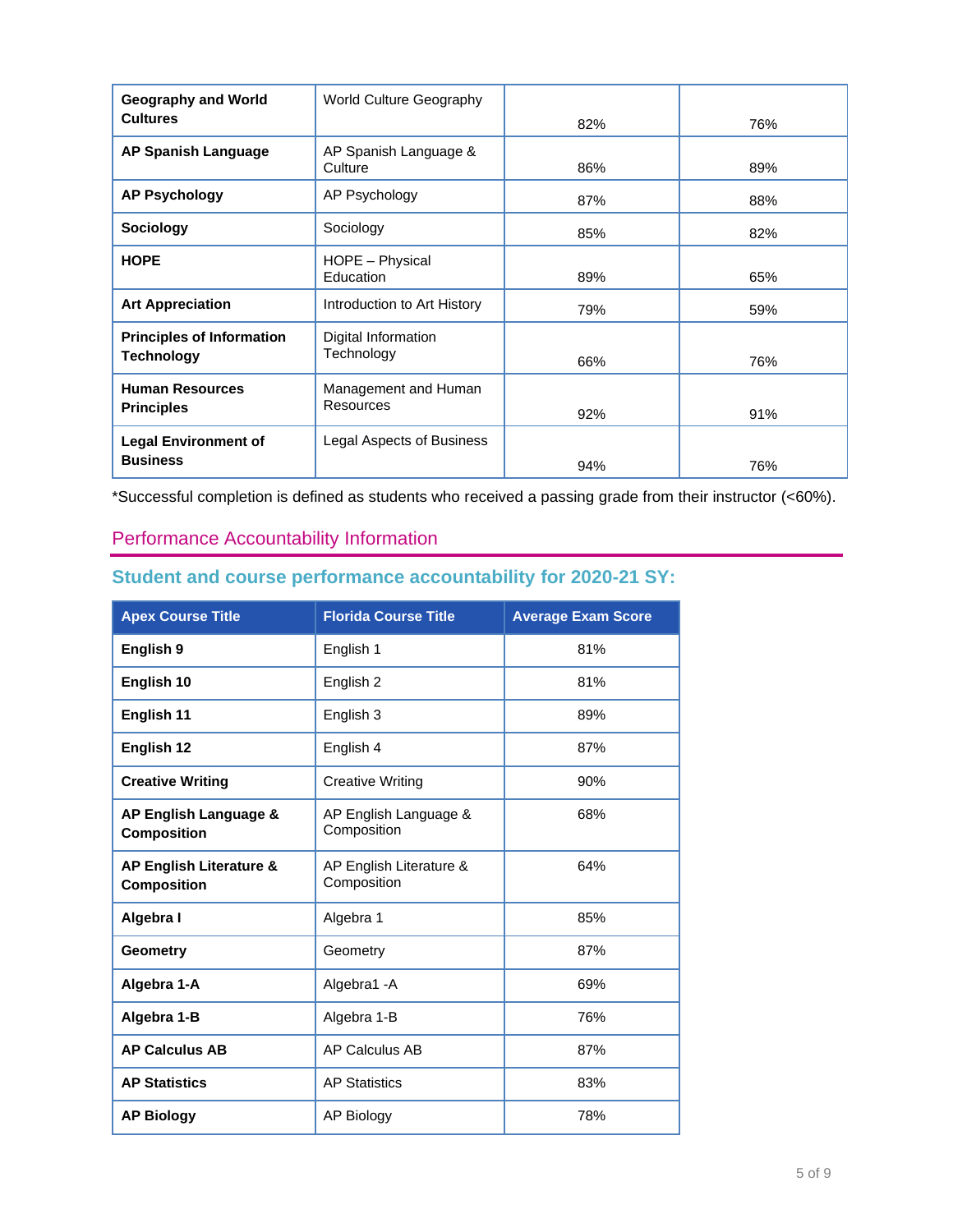| | | | |
|---|---|---|---|
| **Geography and World Cultures** | World Culture Geography | 82% | 76% |
| **AP Spanish Language** | AP Spanish Language & Culture | 86% | 89% |
| **AP Psychology** | AP Psychology | 87% | 88% |
| **Sociology** | Sociology | 85% | 82% |
| **HOPE** | HOPE – Physical Education | 89% | 65% |
| **Art Appreciation** | Introduction to Art History | 79% | 59% |
| **Principles of Information Technology** | Digital Information Technology | 66% | 76% |
| **Human Resources Principles** | Management and Human Resources | 92% | 91% |
| **Legal Environment of Business** | Legal Aspects of Business | 94% | 76% |

*Successful completion is defined as students who received a passing grade from their instructor (<60%).

## Performance Accountability Information

### Student and course performance accountability for 2020-21 SY:

| Apex Course Title | Florida Course Title | Average Exam Score |
|---|---|---|
| **English 9** | English 1 | 81% |
| **English 10** | English 2 | 81% |
| **English 11** | English 3 | 89% |
| **English 12** | English 4 | 87% |
| **Creative Writing** | Creative Writing | 90% |
| **AP English Language & Composition** | AP English Language & Composition | 68% |
| **AP English Literature & Composition** | AP English Literature & Composition | 64% |
| **Algebra I** | Algebra 1 | 85% |
| **Geometry** | Geometry | 87% |
| **Algebra 1-A** | Algebra1 -A | 69% |
| **Algebra 1-B** | Algebra 1-B | 76% |
| **AP Calculus AB** | AP Calculus AB | 87% |
| **AP Statistics** | AP Statistics | 83% |
| **AP Biology** | AP Biology | 78% |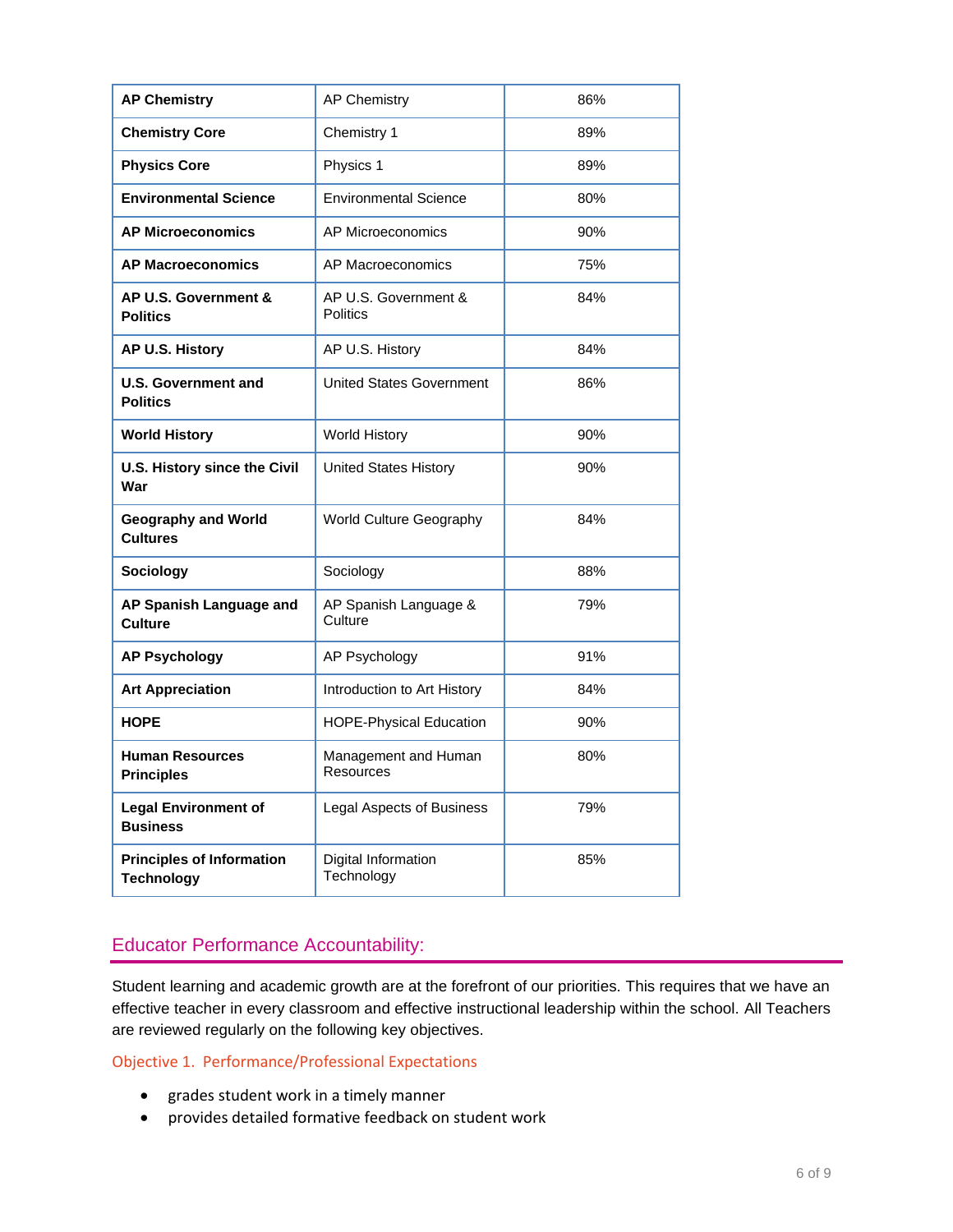| **AP Chemistry** | AP Chemistry | 86% |
|---|---|---|
| **Chemistry Core** | Chemistry 1 | 89% |
| **Physics Core** | Physics 1 | 89% |
| **Environmental Science** | Environmental Science | 80% |
| **AP Microeconomics** | AP Microeconomics | 90% |
| **AP Macroeconomics** | AP Macroeconomics | 75% |
| **AP U.S. Government & Politics** | AP U.S. Government & Politics | 84% |
| **AP U.S. History** | AP U.S. History | 84% |
| **U.S. Government and Politics** | United States Government | 86% |
| **World History** | World History | 90% |
| **U.S. History since the Civil War** | United States History | 90% |
| **Geography and World Cultures** | World Culture Geography | 84% |
| **Sociology** | Sociology | 88% |
| **AP Spanish Language and Culture** | AP Spanish Language & Culture | 79% |
| **AP Psychology** | AP Psychology | 91% |
| **Art Appreciation** | Introduction to Art History | 84% |
| **HOPE** | HOPE-Physical Education | 90% |
| **Human Resources Principles** | Management and Human Resources | 80% |
| **Legal Environment of Business** | Legal Aspects of Business | 79% |
| **Principles of Information Technology** | Digital Information Technology | 85% |

## Educator Performance Accountability:

Student learning and academic growth are at the forefront of our priorities. This requires that we have an effective teacher in every classroom and effective instructional leadership within the school. All Teachers are reviewed regularly on the following key objectives.

### Objective 1. Performance/Professional Expectations

- grades student work in a timely manner
- provides detailed formative feedback on student work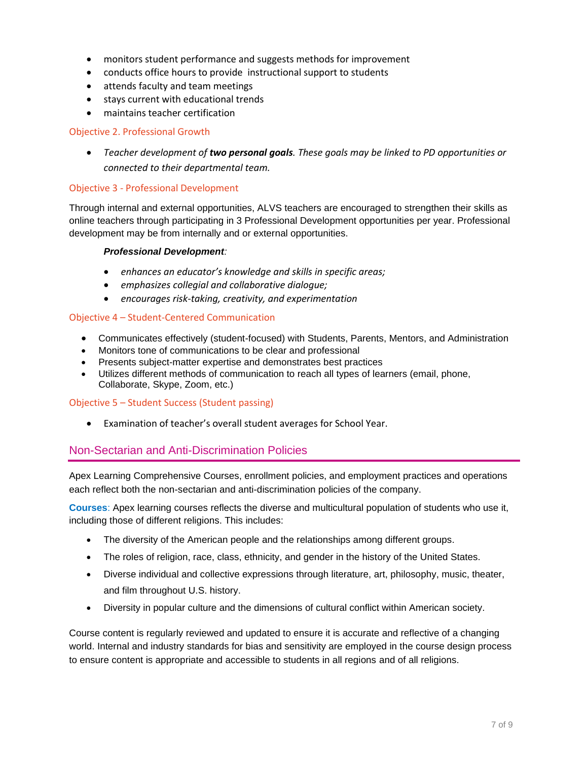- monitors student performance and suggests methods for improvement
- conducts office hours to provide instructional support to students
- attends faculty and team meetings
- stays current with educational trends
- maintains teacher certification

### Objective 2. Professional Growth

- *Teacher development of **two personal goals**. These goals may be linked to PD opportunities or connected to their departmental team.*

### Objective 3 - Professional Development

Through internal and external opportunities, ALVS teachers are encouraged to strengthen their skills as online teachers through participating in 3 Professional Development opportunities per year. Professional development may be from internally and or external opportunities.

***Professional Development**:*

- *enhances an educator's knowledge and skills in specific areas;*
- *emphasizes collegial and collaborative dialogue;*
- *encourages risk-taking, creativity, and experimentation*

### Objective 4 – Student-Centered Communication

- Communicates effectively (student-focused) with Students, Parents, Mentors, and Administration
- Monitors tone of communications to be clear and professional
- Presents subject-matter expertise and demonstrates best practices
- Utilizes different methods of communication to reach all types of learners (email, phone, Collaborate, Skype, Zoom, etc.)

### Objective 5 – Student Success (Student passing)

- Examination of teacher's overall student averages for School Year.

## Non-Sectarian and Anti-Discrimination Policies

Apex Learning Comprehensive Courses, enrollment policies, and employment practices and operations each reflect both the non-sectarian and anti-discrimination policies of the company.

**Courses**: Apex learning courses reflects the diverse and multicultural population of students who use it, including those of different religions. This includes:

- The diversity of the American people and the relationships among different groups.
- The roles of religion, race, class, ethnicity, and gender in the history of the United States.
- Diverse individual and collective expressions through literature, art, philosophy, music, theater, and film throughout U.S. history.
- Diversity in popular culture and the dimensions of cultural conflict within American society.

Course content is regularly reviewed and updated to ensure it is accurate and reflective of a changing world. Internal and industry standards for bias and sensitivity are employed in the course design process to ensure content is appropriate and accessible to students in all regions and of all religions.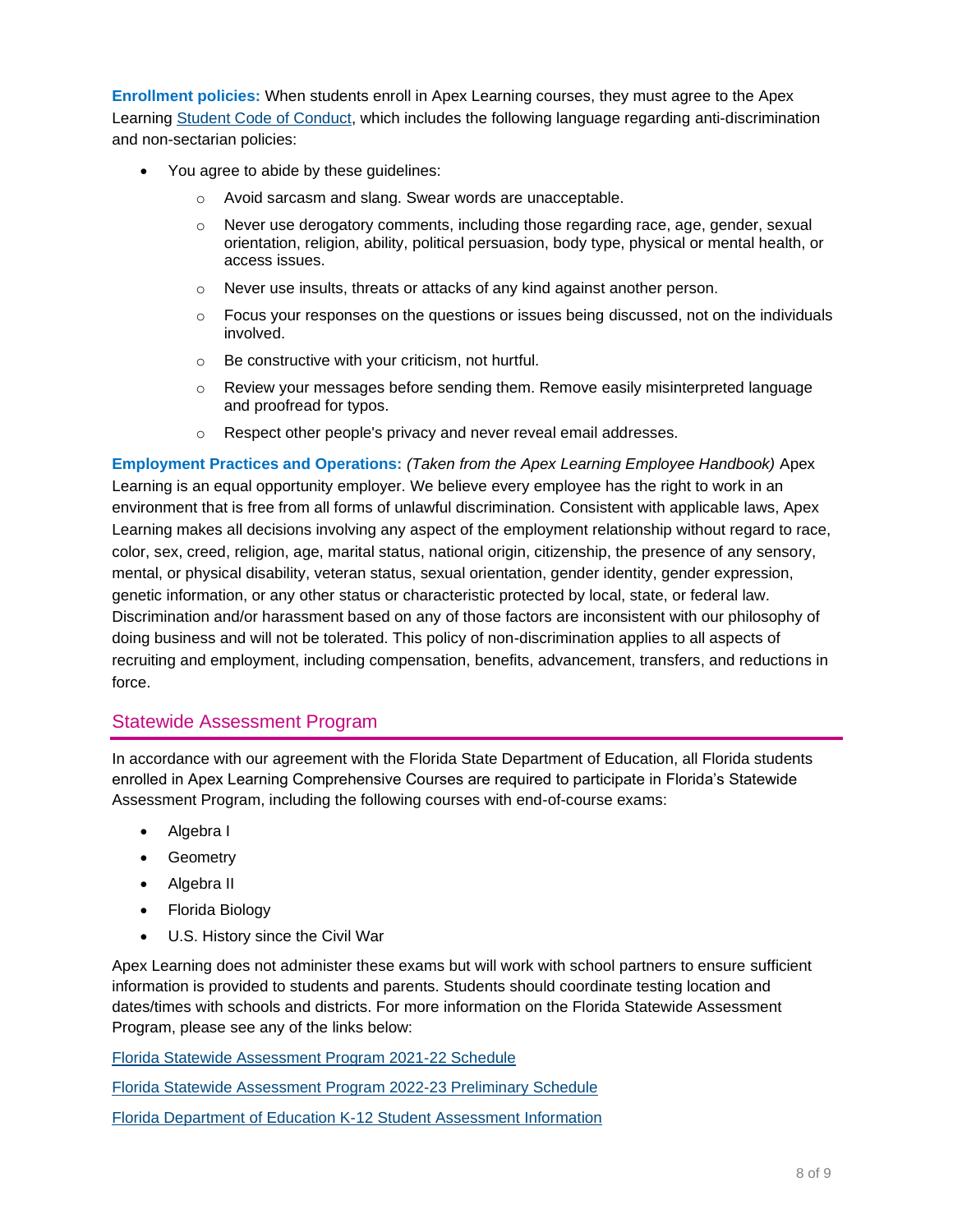**Enrollment policies:** When students enroll in Apex Learning courses, they must agree to the Apex Learning [Student Code of Conduct](), which includes the following language regarding anti-discrimination and non-sectarian policies:

- You agree to abide by these guidelines:
  - Avoid sarcasm and slang. Swear words are unacceptable.
  - Never use derogatory comments, including those regarding race, age, gender, sexual orientation, religion, ability, political persuasion, body type, physical or mental health, or access issues.
  - Never use insults, threats or attacks of any kind against another person.
  - Focus your responses on the questions or issues being discussed, not on the individuals involved.
  - Be constructive with your criticism, not hurtful.
  - Review your messages before sending them. Remove easily misinterpreted language and proofread for typos.
  - Respect other people's privacy and never reveal email addresses.

**Employment Practices and Operations:** *(Taken from the Apex Learning Employee Handbook)* Apex Learning is an equal opportunity employer. We believe every employee has the right to work in an environment that is free from all forms of unlawful discrimination. Consistent with applicable laws, Apex Learning makes all decisions involving any aspect of the employment relationship without regard to race, color, sex, creed, religion, age, marital status, national origin, citizenship, the presence of any sensory, mental, or physical disability, veteran status, sexual orientation, gender identity, gender expression, genetic information, or any other status or characteristic protected by local, state, or federal law. Discrimination and/or harassment based on any of those factors are inconsistent with our philosophy of doing business and will not be tolerated. This policy of non-discrimination applies to all aspects of recruiting and employment, including compensation, benefits, advancement, transfers, and reductions in force.

## Statewide Assessment Program

In accordance with our agreement with the Florida State Department of Education, all Florida students enrolled in Apex Learning Comprehensive Courses are required to participate in Florida's Statewide Assessment Program, including the following courses with end-of-course exams:

- Algebra I
- Geometry
- Algebra II
- Florida Biology
- U.S. History since the Civil War

Apex Learning does not administer these exams but will work with school partners to ensure sufficient information is provided to students and parents. Students should coordinate testing location and dates/times with schools and districts. For more information on the Florida Statewide Assessment Program, please see any of the links below:

[Florida Statewide Assessment Program 2021-22 Schedule]()

[Florida Statewide Assessment Program 2022-23 Preliminary Schedule]()

[Florida Department of Education K-12 Student Assessment Information]()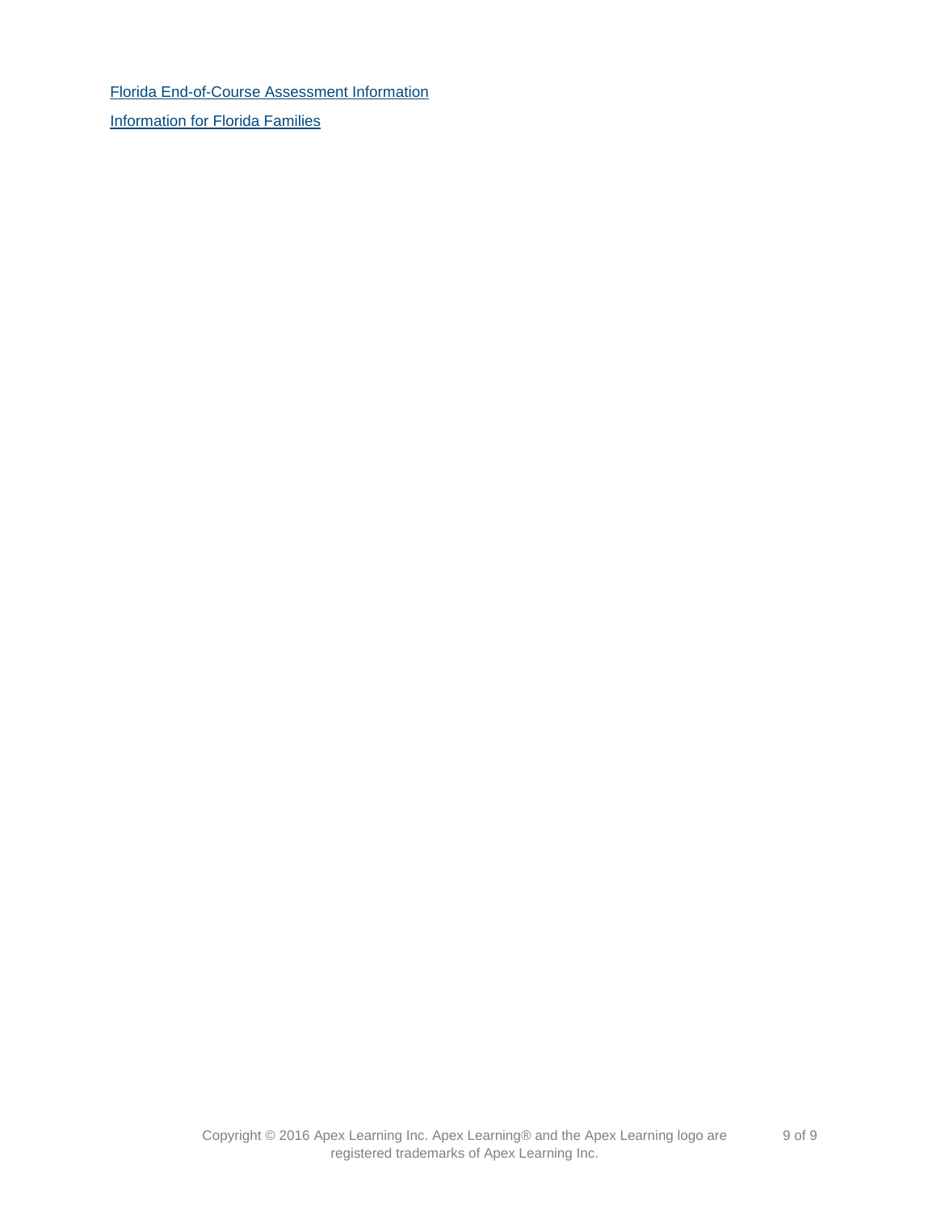Florida End-of-Course Assessment Information

Information for Florida Families